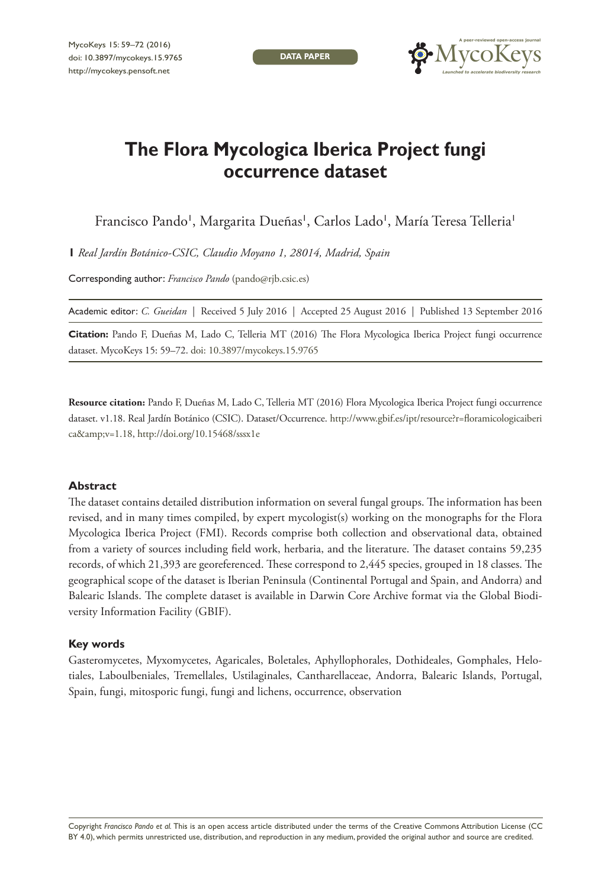DATA PAPER

# The Flora Mycologica Iberica Project fungi occurrence dataset

Francisco Pando[1], Margarita Dueñas[1], Carlos Lado[1], María Teresa Telleria[1]

**1** *Real Jardín Botánico-CSIC, Claudio Moyano 1, 28014, Madrid, Spain*

Corresponding author: *Francisco Pando* (pando@rjb.csic.es)

Academic editor: *C. Gueidan* | Received 5 July 2016 | Accepted 25 August 2016 | Published 13 September 2016

**Citation:** Pando F, Dueñas M, Lado C, Telleria MT (2016) The Flora Mycologica Iberica Project fungi occurrence dataset. MycoKeys 15: 59–72. doi: 10.3897/mycokeys.15.9765

**Resource citation:** Pando F, Dueñas M, Lado C, Telleria MT (2016) Flora Mycologica Iberica Project fungi occurrence dataset. v1.18. Real Jardín Botánico (CSIC). Dataset/Occurrence. http://www.gbif.es/ipt/resource?r=floramicologicaiberica&amp;v=1.18, http://doi.org/10.15468/sssx1e

### Abstract

The dataset contains detailed distribution information on several fungal groups. The information has been revised, and in many times compiled, by expert mycologist(s) working on the monographs for the Flora Mycologica Iberica Project (FMI). Records comprise both collection and observational data, obtained from a variety of sources including field work, herbaria, and the literature. The dataset contains 59,235 records, of which 21,393 are georeferenced. These correspond to 2,445 species, grouped in 18 classes. The geographical scope of the dataset is Iberian Peninsula (Continental Portugal and Spain, and Andorra) and Balearic Islands. The complete dataset is available in Darwin Core Archive format via the Global Biodiversity Information Facility (GBIF).

### Key words

Gasteromycetes, Myxomycetes, Agaricales, Boletales, Aphyllophorales, Dothideales, Gomphales, Helotiales, Laboulbeniales, Tremellales, Ustilaginales, Cantharellaceae, Andorra, Balearic Islands, Portugal, Spain, fungi, mitosporic fungi, fungi and lichens, occurrence, observation

Copyright *Francisco Pando et al.* This is an open access article distributed under the terms of the Creative Commons Attribution License (CC BY 4.0), which permits unrestricted use, distribution, and reproduction in any medium, provided the original author and source are credited.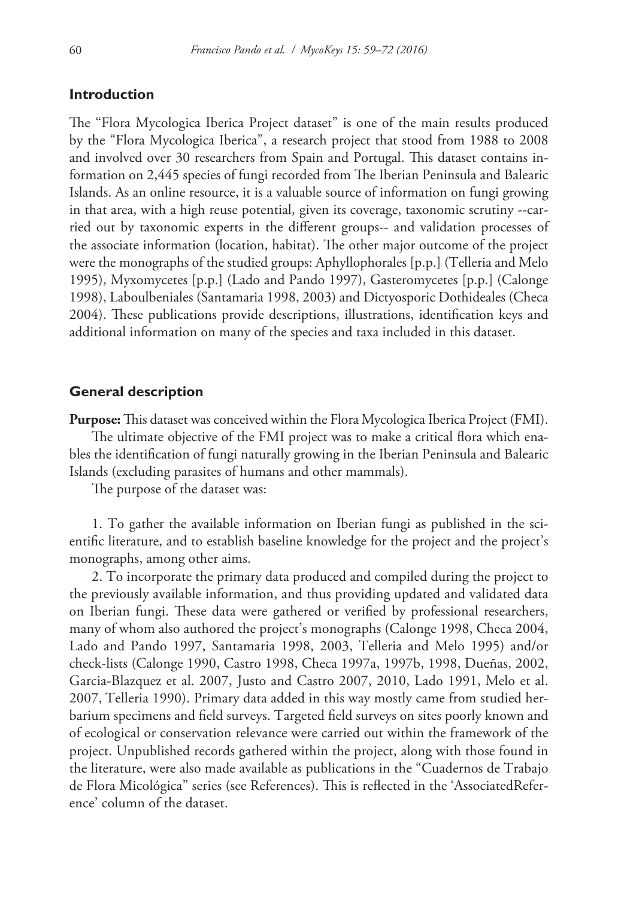## Introduction

The “Flora Mycologica Iberica Project dataset” is one of the main results produced by the “Flora Mycologica Iberica”, a research project that stood from 1988 to 2008 and involved over 30 researchers from Spain and Portugal. This dataset contains information on 2,445 species of fungi recorded from The Iberian Peninsula and Balearic Islands. As an online resource, it is a valuable source of information on fungi growing in that area, with a high reuse potential, given its coverage, taxonomic scrutiny --carried out by taxonomic experts in the different groups-- and validation processes of the associate information (location, habitat). The other major outcome of the project were the monographs of the studied groups: Aphyllophorales [p.p.] (Telleria and Melo 1995), Myxomycetes [p.p.] (Lado and Pando 1997), Gasteromycetes [p.p.] (Calonge 1998), Laboulbeniales (Santamaria 1998, 2003) and Dictyosporic Dothideales (Checa 2004). These publications provide descriptions, illustrations, identification keys and additional information on many of the species and taxa included in this dataset.

## General description

**Purpose:** This dataset was conceived within the Flora Mycologica Iberica Project (FMI).

The ultimate objective of the FMI project was to make a critical flora which enables the identification of fungi naturally growing in the Iberian Peninsula and Balearic Islands (excluding parasites of humans and other mammals).

The purpose of the dataset was:

1. To gather the available information on Iberian fungi as published in the scientific literature, and to establish baseline knowledge for the project and the project’s monographs, among other aims.

2. To incorporate the primary data produced and compiled during the project to the previously available information, and thus providing updated and validated data on Iberian fungi. These data were gathered or verified by professional researchers, many of whom also authored the project’s monographs (Calonge 1998, Checa 2004, Lado and Pando 1997, Santamaria 1998, 2003, Telleria and Melo 1995) and/or check-lists (Calonge 1990, Castro 1998, Checa 1997a, 1997b, 1998, Dueñas, 2002, Garcia-Blazquez et al. 2007, Justo and Castro 2007, 2010, Lado 1991, Melo et al. 2007, Telleria 1990). Primary data added in this way mostly came from studied herbarium specimens and field surveys. Targeted field surveys on sites poorly known and of ecological or conservation relevance were carried out within the framework of the project. Unpublished records gathered within the project, along with those found in the literature, were also made available as publications in the “Cuadernos de Trabajo de Flora Micológica” series (see References). This is reflected in the ‘AssociatedReference’ column of the dataset.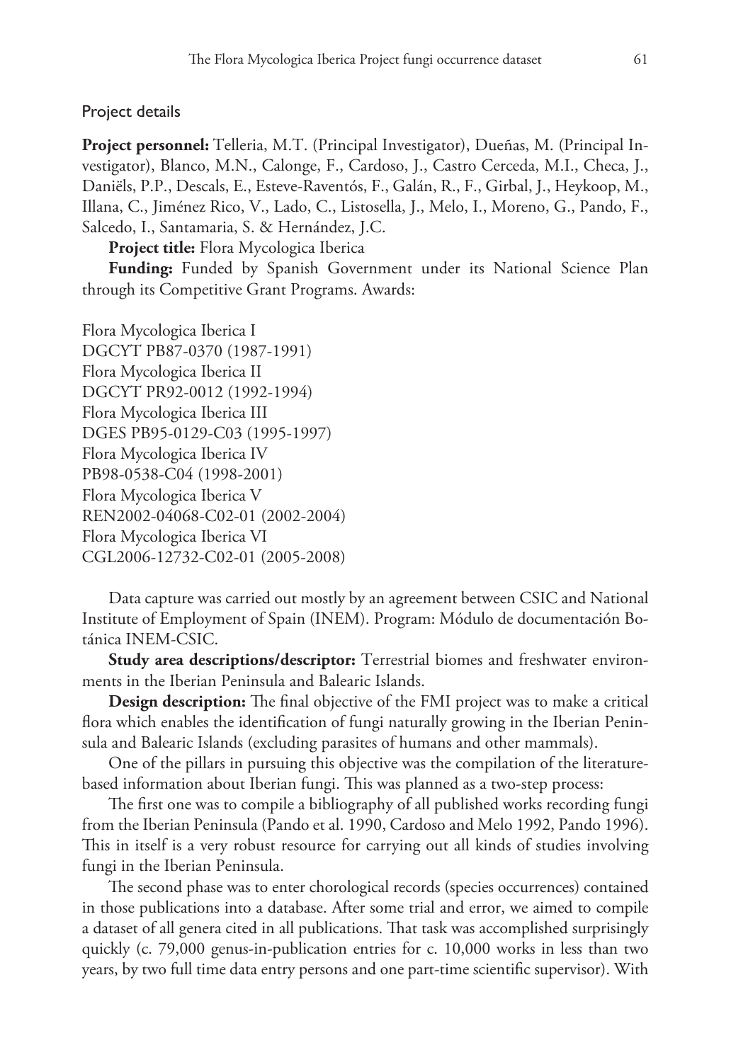## Project details

**Project personnel:** Telleria, M.T. (Principal Investigator), Dueñas, M. (Principal Investigator), Blanco, M.N., Calonge, F., Cardoso, J., Castro Cerceda, M.I., Checa, J., Daniëls, P.P., Descals, E., Esteve-Raventós, F., Galán, R., F., Girbal, J., Heykoop, M., Illana, C., Jiménez Rico, V., Lado, C., Listosella, J., Melo, I., Moreno, G., Pando, F., Salcedo, I., Santamaria, S. & Hernández, J.C.

**Project title:** Flora Mycologica Iberica

**Funding:** Funded by Spanish Government under its National Science Plan through its Competitive Grant Programs. Awards:

Flora Mycologica Iberica I
DGCYT PB87-0370 (1987-1991)
Flora Mycologica Iberica II
DGCYT PR92-0012 (1992-1994)
Flora Mycologica Iberica III
DGES PB95-0129-C03 (1995-1997)
Flora Mycologica Iberica IV
PB98-0538-C04 (1998-2001)
Flora Mycologica Iberica V
REN2002-04068-C02-01 (2002-2004)
Flora Mycologica Iberica VI
CGL2006-12732-C02-01 (2005-2008)

Data capture was carried out mostly by an agreement between CSIC and National Institute of Employment of Spain (INEM). Program: Módulo de documentación Botánica INEM-CSIC.

**Study area descriptions/descriptor:** Terrestrial biomes and freshwater environments in the Iberian Peninsula and Balearic Islands.

**Design description:** The final objective of the FMI project was to make a critical flora which enables the identification of fungi naturally growing in the Iberian Peninsula and Balearic Islands (excluding parasites of humans and other mammals).

One of the pillars in pursuing this objective was the compilation of the literature-based information about Iberian fungi. This was planned as a two-step process:

The first one was to compile a bibliography of all published works recording fungi from the Iberian Peninsula (Pando et al. 1990, Cardoso and Melo 1992, Pando 1996). This in itself is a very robust resource for carrying out all kinds of studies involving fungi in the Iberian Peninsula.

The second phase was to enter chorological records (species occurrences) contained in those publications into a database. After some trial and error, we aimed to compile a dataset of all genera cited in all publications. That task was accomplished surprisingly quickly (c. 79,000 genus-in-publication entries for c. 10,000 works in less than two years, by two full time data entry persons and one part-time scientific supervisor). With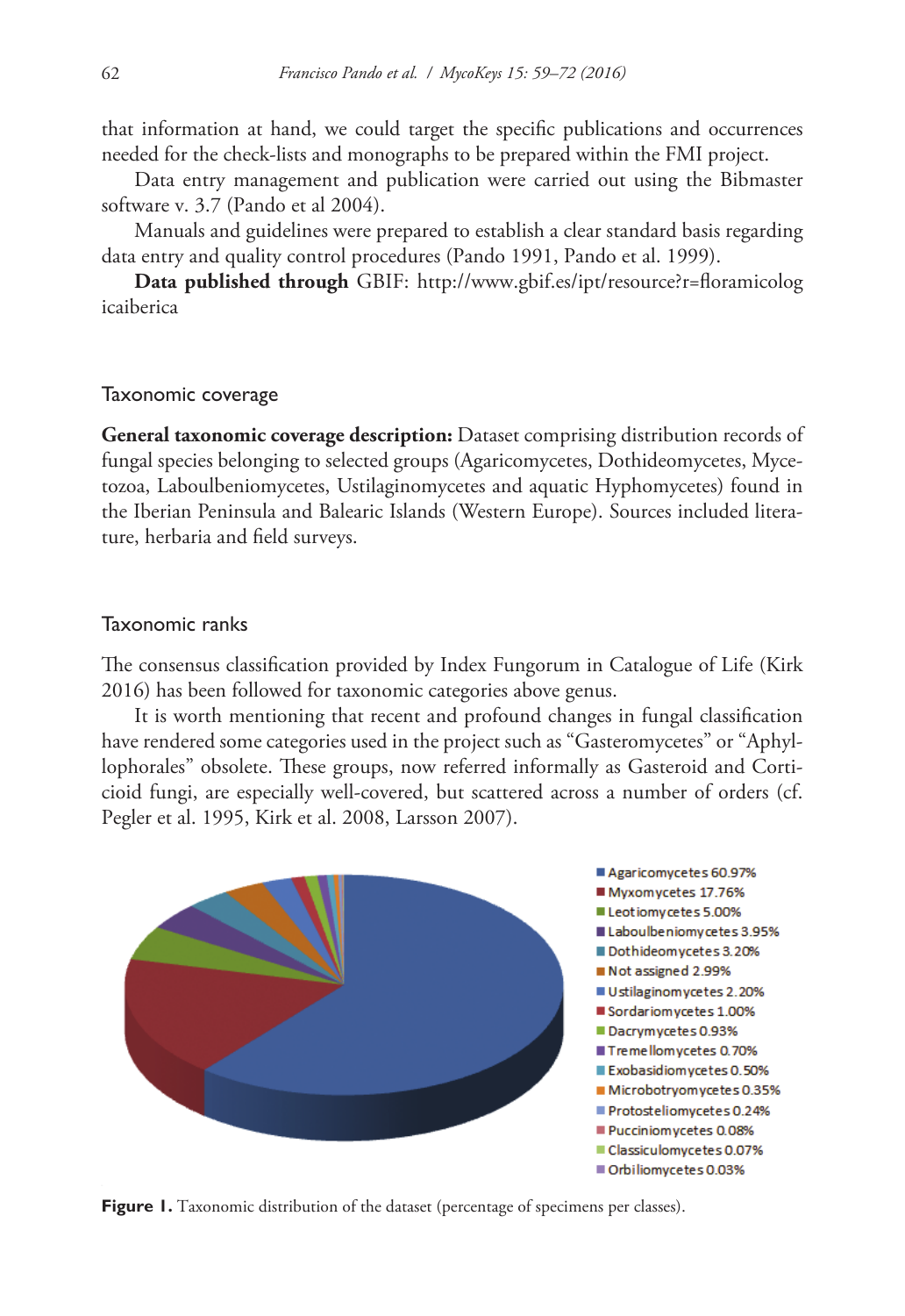that information at hand, we could target the specific publications and occurrences needed for the check-lists and monographs to be prepared within the FMI project.

Data entry management and publication were carried out using the Bibmaster software v. 3.7 (Pando et al 2004).

Manuals and guidelines were prepared to establish a clear standard basis regarding data entry and quality control procedures (Pando 1991, Pando et al. 1999).

**Data published through** GBIF: http://www.gbif.es/ipt/resource?r=floramicologicaiberica

## Taxonomic coverage

**General taxonomic coverage description:** Dataset comprising distribution records of fungal species belonging to selected groups (Agaricomycetes, Dothideomycetes, Mycetozoa, Laboulbeniomycetes, Ustilaginomycetes and aquatic Hyphomycetes) found in the Iberian Peninsula and Balearic Islands (Western Europe). Sources included literature, herbaria and field surveys.

## Taxonomic ranks

The consensus classification provided by Index Fungorum in Catalogue of Life (Kirk 2016) has been followed for taxonomic categories above genus.

It is worth mentioning that recent and profound changes in fungal classification have rendered some categories used in the project such as "Gasteromycetes" or "Aphyllophorales" obsolete. These groups, now referred informally as Gasteroid and Corticioid fungi, are especially well-covered, but scattered across a number of orders (cf. Pegler et al. 1995, Kirk et al. 2008, Larsson 2007).

- Agaricomycetes 60.97%
- Myxomycetes 17.76%
- Leotiomycetes 5.00%
- Laboulbeniomycetes 3.95%
- Dothideomycetes 3.20%
- Not assigned 2.99%
- Ustilaginomycetes 2.20%
- Sordariomycetes 1.00%
- Dacrymycetes 0.93%
- Tremellomycetes 0.70%
- Exobasidiomycetes 0.50%
- Microbotryomycetes 0.35%
- Protosteliomycetes 0.24%
- Pucciniomycetes 0.08%
- Classiculomycetes 0.07%
- Orbiliomycetes 0.03%

**Figure 1.** Taxonomic distribution of the dataset (percentage of specimens per classes).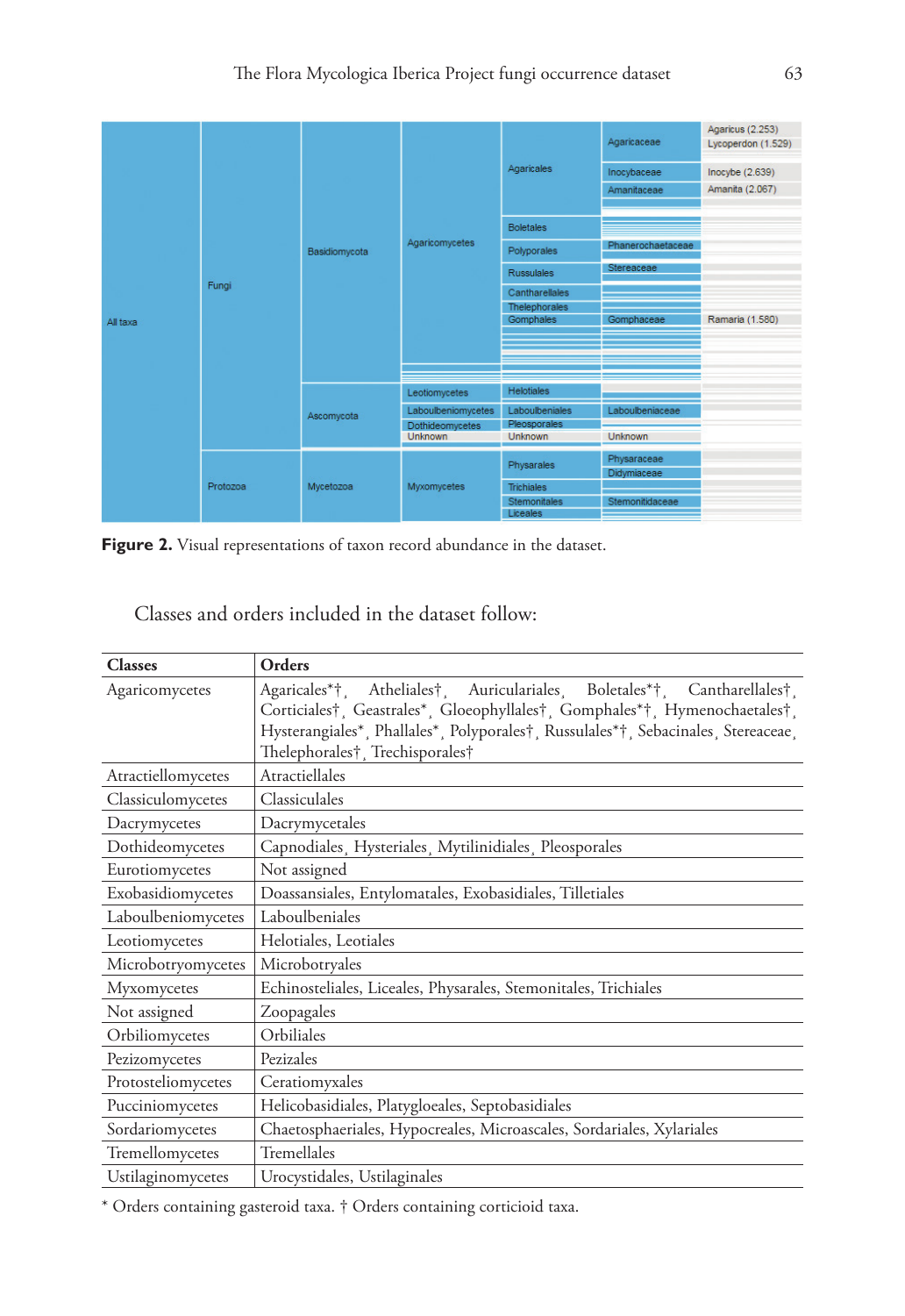**Figure 2.** Visual representations of taxon record abundance in the dataset.

Classes and orders included in the dataset follow:

| Classes | Orders |
|---|---|
| Agaricomycetes | Agaricales*†, Atheliales†, Auriculariales, Boletales*†, Cantharellales†, Corticiales†, Geastrales*, Gloeophyllales†, Gomphales*†, Hymenochaetales†, Hysterangiales*, Phallales*, Polyporales†, Russulales*†, Sebacinales, Stereaceae, Thelephorales†, Trechisporales† |
| Atractiellomycetes | Atractiellales |
| Classiculomycetes | Classiculales |
| Dacrymycetes | Dacrymycetales |
| Dothideomycetes | Capnodiales, Hysteriales, Mytilinidiales, Pleosporales |
| Eurotiomycetes | Not assigned |
| Exobasidiomycetes | Doassansiales, Entylomatales, Exobasidiales, Tilletiales |
| Laboulbeniomycetes | Laboulbeniales |
| Leotiomycetes | Helotiales, Leotiales |
| Microbotryomycetes | Microbotryales |
| Myxomycetes | Echinosteliales, Liceales, Physarales, Stemonitales, Trichiales |
| Not assigned | Zoopagales |
| Orbiliomycetes | Orbiliales |
| Pezizomycetes | Pezizales |
| Protosteliomycetes | Ceratiomyxales |
| Pucciniomycetes | Helicobasidiales, Platygloeales, Septobasidiales |
| Sordariomycetes | Chaetosphaeriales, Hypocreales, Microascales, Sordariales, Xylariales |
| Tremellomycetes | Tremellales |
| Ustilaginomycetes | Urocystidales, Ustilaginales |

* Orders containing gasteroid taxa. † Orders containing corticioid taxa.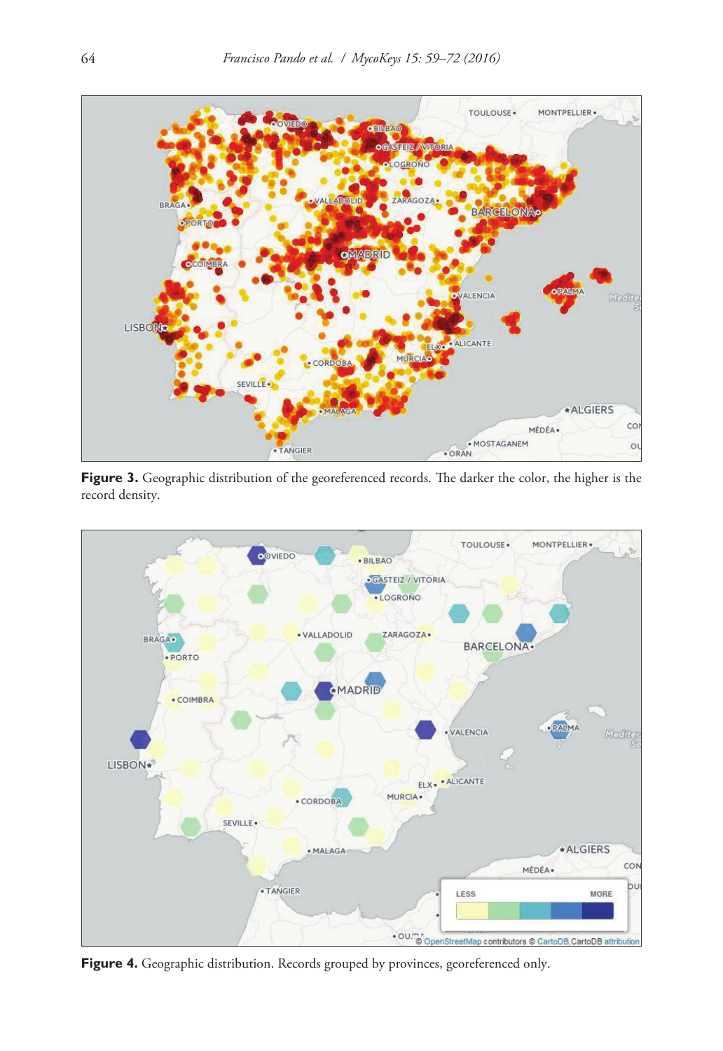**Figure 3.** Geographic distribution of the georeferenced records. The darker the color, the higher is the record density.

**Figure 4.** Geographic distribution. Records grouped by provinces, georeferenced only.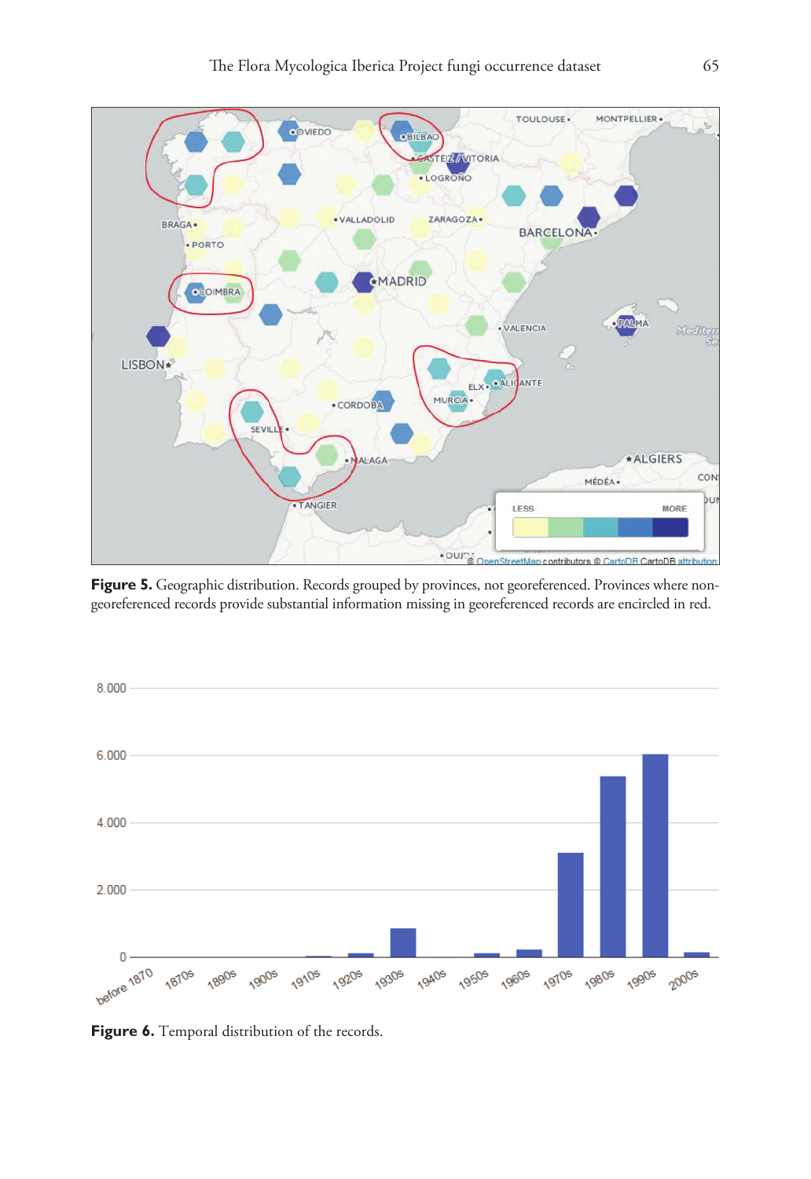**Figure 5.** Geographic distribution. Records grouped by provinces, not georeferenced. Provinces where non-georeferenced records provide substantial information missing in georeferenced records are encircled in red.

**Figure 6.** Temporal distribution of the records.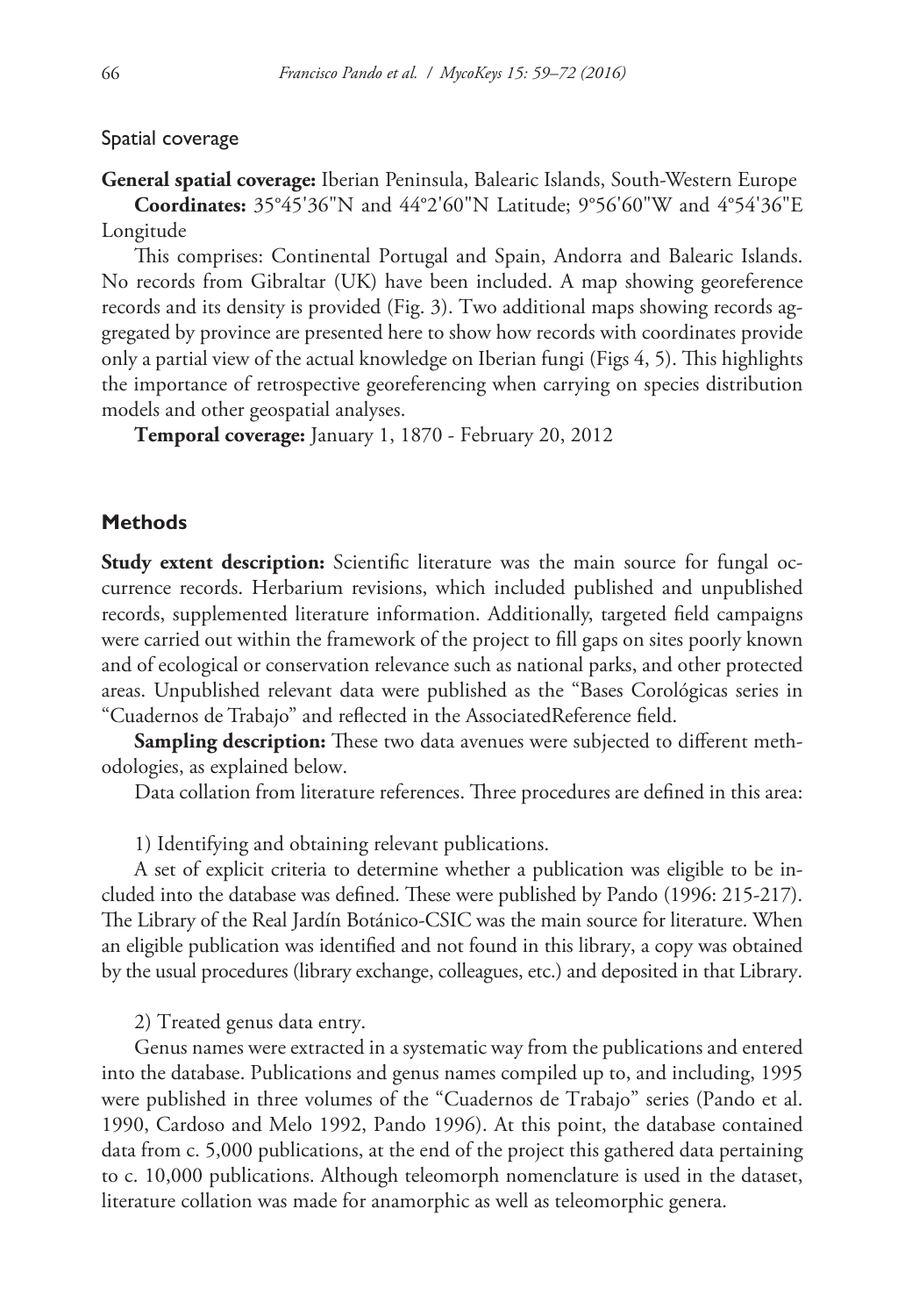Spatial coverage

**General spatial coverage:** Iberian Peninsula, Balearic Islands, South-Western Europe

**Coordinates:** 35°45'36"N and 44°2'60"N Latitude; 9°56'60"W and 4°54'36"E Longitude

This comprises: Continental Portugal and Spain, Andorra and Balearic Islands. No records from Gibraltar (UK) have been included. A map showing georeference records and its density is provided (Fig. 3). Two additional maps showing records aggregated by province are presented here to show how records with coordinates provide only a partial view of the actual knowledge on Iberian fungi (Figs 4, 5). This highlights the importance of retrospective georeferencing when carrying on species distribution models and other geospatial analyses.

**Temporal coverage:** January 1, 1870 - February 20, 2012

## Methods

**Study extent description:** Scientific literature was the main source for fungal occurrence records. Herbarium revisions, which included published and unpublished records, supplemented literature information. Additionally, targeted field campaigns were carried out within the framework of the project to fill gaps on sites poorly known and of ecological or conservation relevance such as national parks, and other protected areas. Unpublished relevant data were published as the "Bases Corológicas series in "Cuadernos de Trabajo" and reflected in the AssociatedReference field.

**Sampling description:** These two data avenues were subjected to different methodologies, as explained below.

Data collation from literature references. Three procedures are defined in this area:

1) Identifying and obtaining relevant publications.

A set of explicit criteria to determine whether a publication was eligible to be included into the database was defined. These were published by Pando (1996: 215-217). The Library of the Real Jardín Botánico-CSIC was the main source for literature. When an eligible publication was identified and not found in this library, a copy was obtained by the usual procedures (library exchange, colleagues, etc.) and deposited in that Library.

2) Treated genus data entry.

Genus names were extracted in a systematic way from the publications and entered into the database. Publications and genus names compiled up to, and including, 1995 were published in three volumes of the "Cuadernos de Trabajo" series (Pando et al. 1990, Cardoso and Melo 1992, Pando 1996). At this point, the database contained data from c. 5,000 publications, at the end of the project this gathered data pertaining to c. 10,000 publications. Although teleomorph nomenclature is used in the dataset, literature collation was made for anamorphic as well as teleomorphic genera.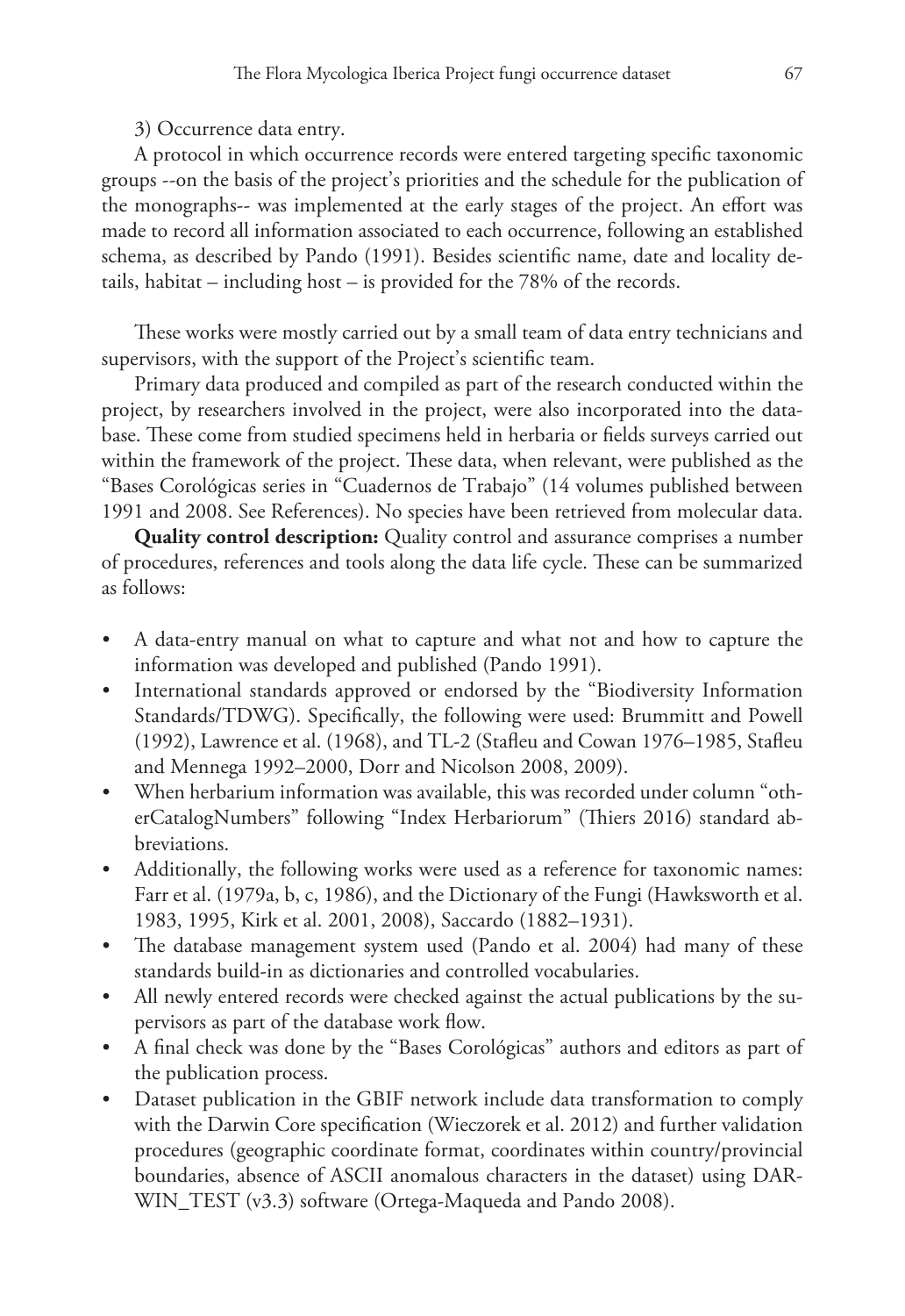3) Occurrence data entry.

A protocol in which occurrence records were entered targeting specific taxonomic groups --on the basis of the project's priorities and the schedule for the publication of the monographs-- was implemented at the early stages of the project. An effort was made to record all information associated to each occurrence, following an established schema, as described by Pando (1991). Besides scientific name, date and locality details, habitat – including host – is provided for the 78% of the records.

These works were mostly carried out by a small team of data entry technicians and supervisors, with the support of the Project's scientific team.

Primary data produced and compiled as part of the research conducted within the project, by researchers involved in the project, were also incorporated into the database. These come from studied specimens held in herbaria or fields surveys carried out within the framework of the project. These data, when relevant, were published as the "Bases Corológicas series in "Cuadernos de Trabajo" (14 volumes published between 1991 and 2008. See References). No species have been retrieved from molecular data.

**Quality control description:** Quality control and assurance comprises a number of procedures, references and tools along the data life cycle. These can be summarized as follows:

- A data-entry manual on what to capture and what not and how to capture the information was developed and published (Pando 1991).
- International standards approved or endorsed by the "Biodiversity Information Standards/TDWG). Specifically, the following were used: Brummitt and Powell (1992), Lawrence et al. (1968), and TL-2 (Stafleu and Cowan 1976–1985, Stafleu and Mennega 1992–2000, Dorr and Nicolson 2008, 2009).
- When herbarium information was available, this was recorded under column "otherCatalogNumbers" following "Index Herbariorum" (Thiers 2016) standard abbreviations.
- Additionally, the following works were used as a reference for taxonomic names: Farr et al. (1979a, b, c, 1986), and the Dictionary of the Fungi (Hawksworth et al. 1983, 1995, Kirk et al. 2001, 2008), Saccardo (1882–1931).
- The database management system used (Pando et al. 2004) had many of these standards build-in as dictionaries and controlled vocabularies.
- All newly entered records were checked against the actual publications by the supervisors as part of the database work flow.
- A final check was done by the "Bases Corológicas" authors and editors as part of the publication process.
- Dataset publication in the GBIF network include data transformation to comply with the Darwin Core specification (Wieczorek et al. 2012) and further validation procedures (geographic coordinate format, coordinates within country/provincial boundaries, absence of ASCII anomalous characters in the dataset) using DARWIN_TEST (v3.3) software (Ortega-Maqueda and Pando 2008).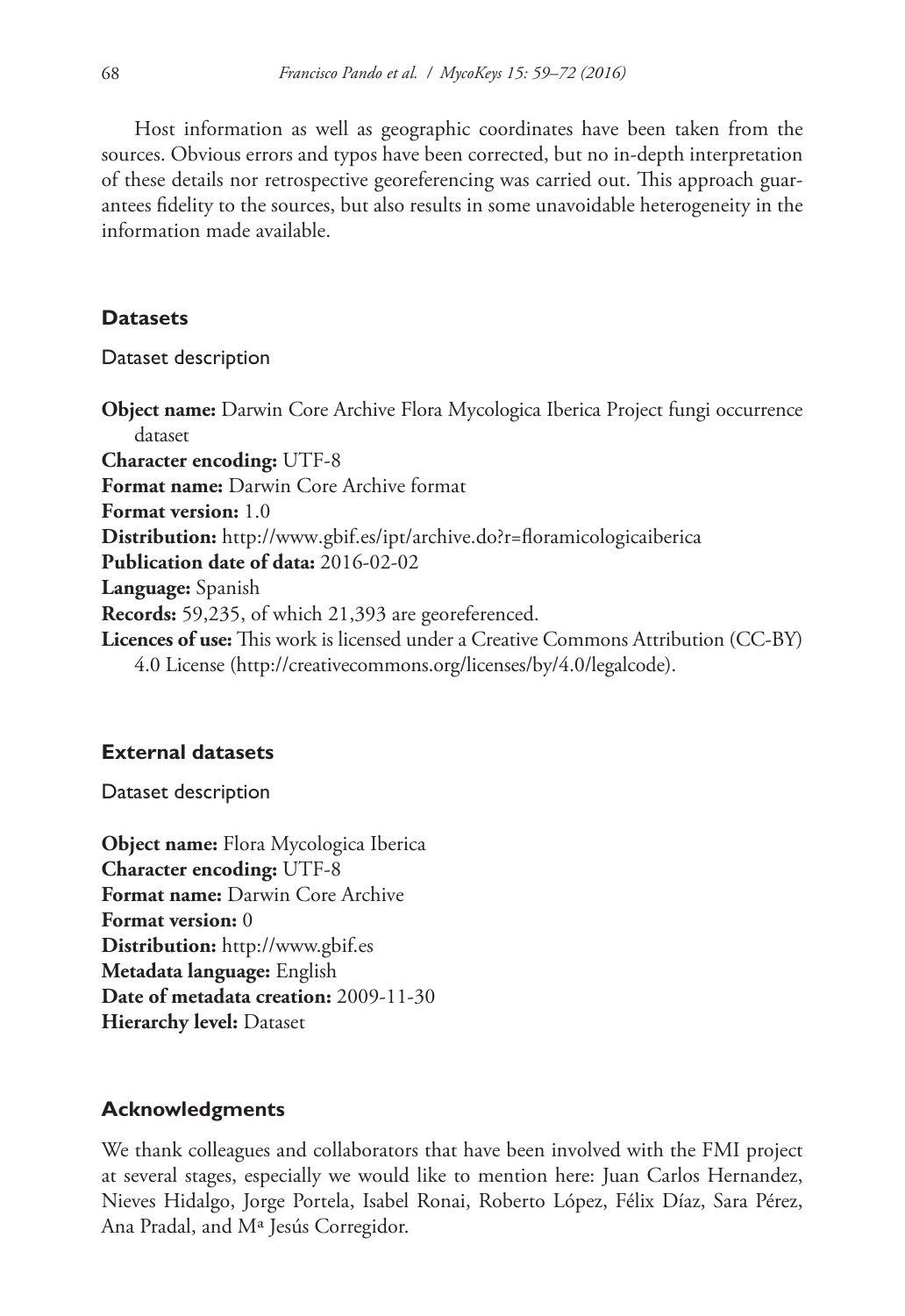Host information as well as geographic coordinates have been taken from the sources. Obvious errors and typos have been corrected, but no in-depth interpretation of these details nor retrospective georeferencing was carried out. This approach guarantees fidelity to the sources, but also results in some unavoidable heterogeneity in the information made available.

## Datasets

### Dataset description

**Object name:** Darwin Core Archive Flora Mycologica Iberica Project fungi occurrence dataset
**Character encoding:** UTF-8
**Format name:** Darwin Core Archive format
**Format version:** 1.0
**Distribution:** http://www.gbif.es/ipt/archive.do?r=floramicologicaiberica
**Publication date of data:** 2016-02-02
**Language:** Spanish
**Records:** 59,235, of which 21,393 are georeferenced.
**Licences of use:** This work is licensed under a Creative Commons Attribution (CC-BY) 4.0 License (http://creativecommons.org/licenses/by/4.0/legalcode).

## External datasets

### Dataset description

**Object name:** Flora Mycologica Iberica
**Character encoding:** UTF-8
**Format name:** Darwin Core Archive
**Format version:** 0
**Distribution:** http://www.gbif.es
**Metadata language:** English
**Date of metadata creation:** 2009-11-30
**Hierarchy level:** Dataset

## Acknowledgments

We thank colleagues and collaborators that have been involved with the FMI project at several stages, especially we would like to mention here: Juan Carlos Hernandez, Nieves Hidalgo, Jorge Portela, Isabel Ronai, Roberto López, Félix Díaz, Sara Pérez, Ana Pradal, and Mª Jesús Corregidor.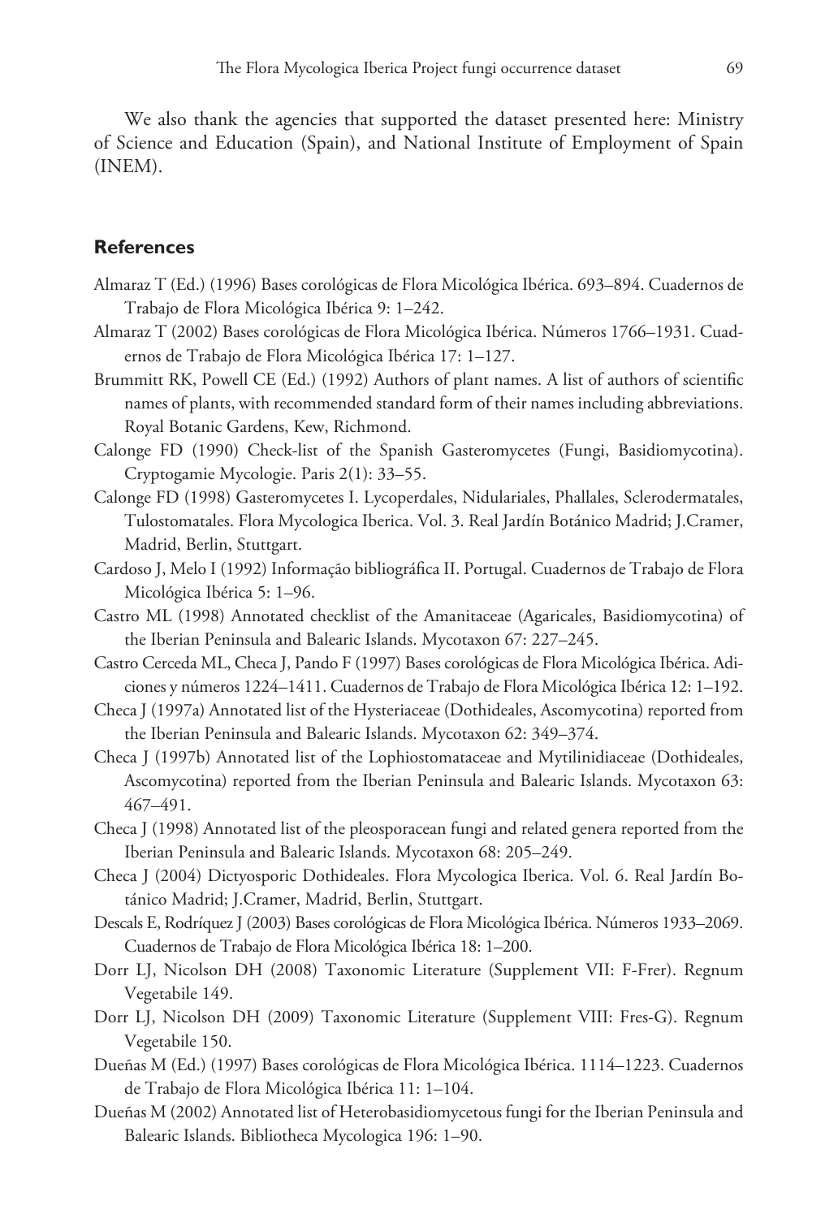We also thank the agencies that supported the dataset presented here: Ministry of Science and Education (Spain), and National Institute of Employment of Spain (INEM).

## References

Almaraz T (Ed.) (1996) Bases corológicas de Flora Micológica Ibérica. 693–894. Cuadernos de Trabajo de Flora Micológica Ibérica 9: 1–242.

Almaraz T (2002) Bases corológicas de Flora Micológica Ibérica. Números 1766–1931. Cuadernos de Trabajo de Flora Micológica Ibérica 17: 1–127.

Brummitt RK, Powell CE (Ed.) (1992) Authors of plant names. A list of authors of scientific names of plants, with recommended standard form of their names including abbreviations. Royal Botanic Gardens, Kew, Richmond.

Calonge FD (1990) Check-list of the Spanish Gasteromycetes (Fungi, Basidiomycotina). Cryptogamie Mycologie. Paris 2(1): 33–55.

Calonge FD (1998) Gasteromycetes I. Lycoperdales, Nidulariales, Phallales, Sclerodermatales, Tulostomatales. Flora Mycologica Iberica. Vol. 3. Real Jardín Botánico Madrid; J.Cramer, Madrid, Berlin, Stuttgart.

Cardoso J, Melo I (1992) Informação bibliográfica II. Portugal. Cuadernos de Trabajo de Flora Micológica Ibérica 5: 1–96.

Castro ML (1998) Annotated checklist of the Amanitaceae (Agaricales, Basidiomycotina) of the Iberian Peninsula and Balearic Islands. Mycotaxon 67: 227–245.

Castro Cerceda ML, Checa J, Pando F (1997) Bases corológicas de Flora Micológica Ibérica. Adiciones y números 1224–1411. Cuadernos de Trabajo de Flora Micológica Ibérica 12: 1–192.

Checa J (1997a) Annotated list of the Hysteriaceae (Dothideales, Ascomycotina) reported from the Iberian Peninsula and Balearic Islands. Mycotaxon 62: 349–374.

Checa J (1997b) Annotated list of the Lophiostomataceae and Mytilinidiaceae (Dothideales, Ascomycotina) reported from the Iberian Peninsula and Balearic Islands. Mycotaxon 63: 467–491.

Checa J (1998) Annotated list of the pleosporacean fungi and related genera reported from the Iberian Peninsula and Balearic Islands. Mycotaxon 68: 205–249.

Checa J (2004) Dictyosporic Dothideales. Flora Mycologica Iberica. Vol. 6. Real Jardín Botánico Madrid; J.Cramer, Madrid, Berlin, Stuttgart.

Descals E, Rodríquez J (2003) Bases corológicas de Flora Micológica Ibérica. Números 1933–2069. Cuadernos de Trabajo de Flora Micológica Ibérica 18: 1–200.

Dorr LJ, Nicolson DH (2008) Taxonomic Literature (Supplement VII: F-Frer). Regnum Vegetabile 149.

Dorr LJ, Nicolson DH (2009) Taxonomic Literature (Supplement VIII: Fres-G). Regnum Vegetabile 150.

Dueñas M (Ed.) (1997) Bases corológicas de Flora Micológica Ibérica. 1114–1223. Cuadernos de Trabajo de Flora Micológica Ibérica 11: 1–104.

Dueñas M (2002) Annotated list of Heterobasidiomycetous fungi for the Iberian Peninsula and Balearic Islands. Bibliotheca Mycologica 196: 1–90.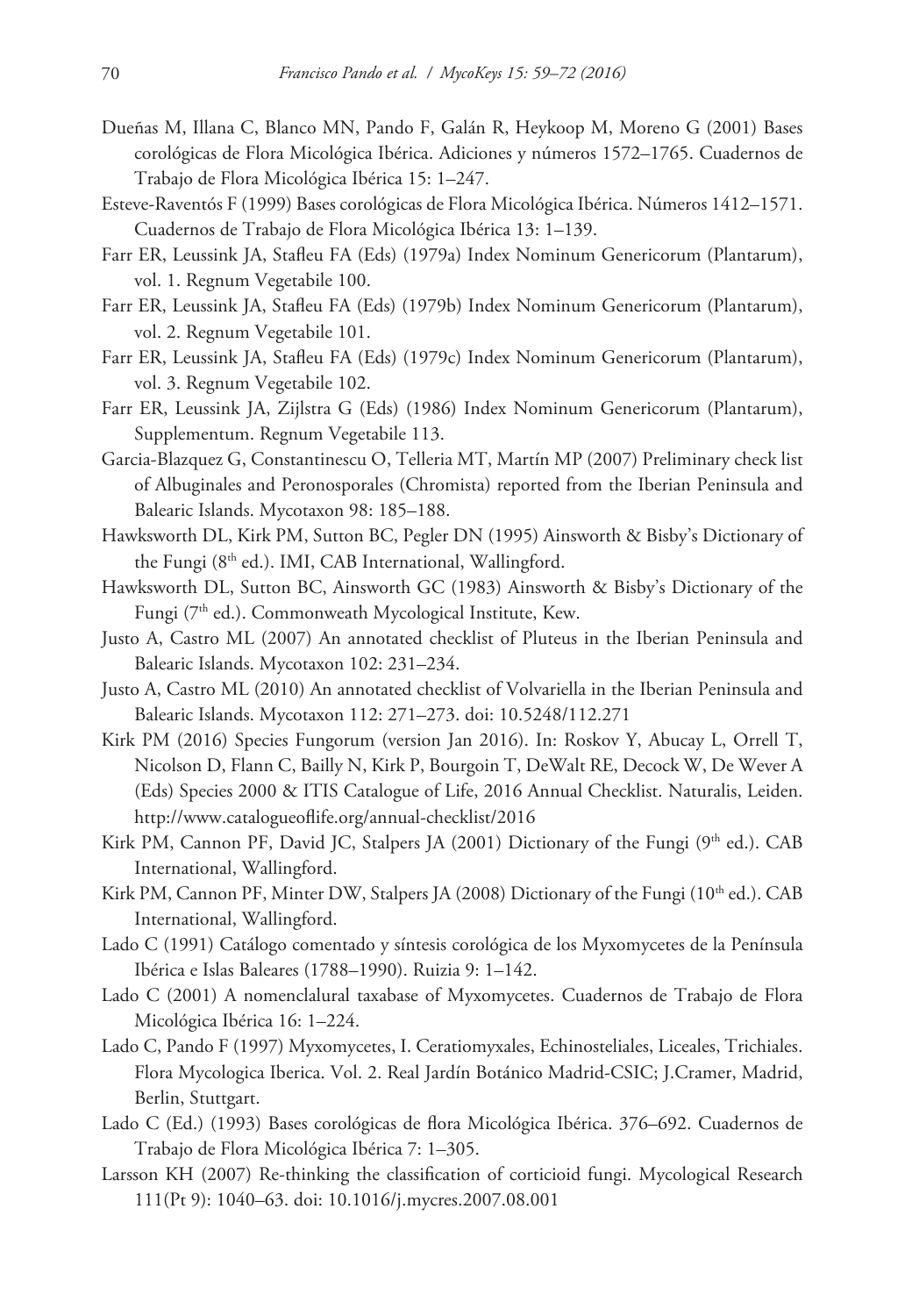Dueñas M, Illana C, Blanco MN, Pando F, Galán R, Heykoop M, Moreno G (2001) Bases corológicas de Flora Micológica Ibérica. Adiciones y números 1572–1765. Cuadernos de Trabajo de Flora Micológica Ibérica 15: 1–247.

Esteve-Raventós F (1999) Bases corológicas de Flora Micológica Ibérica. Números 1412–1571. Cuadernos de Trabajo de Flora Micológica Ibérica 13: 1–139.

Farr ER, Leussink JA, Stafleu FA (Eds) (1979a) Index Nominum Genericorum (Plantarum), vol. 1. Regnum Vegetabile 100.

Farr ER, Leussink JA, Stafleu FA (Eds) (1979b) Index Nominum Genericorum (Plantarum), vol. 2. Regnum Vegetabile 101.

Farr ER, Leussink JA, Stafleu FA (Eds) (1979c) Index Nominum Genericorum (Plantarum), vol. 3. Regnum Vegetabile 102.

Farr ER, Leussink JA, Zijlstra G (Eds) (1986) Index Nominum Genericorum (Plantarum), Supplementum. Regnum Vegetabile 113.

Garcia-Blazquez G, Constantinescu O, Telleria MT, Martín MP (2007) Preliminary check list of Albuginales and Peronosporales (Chromista) reported from the Iberian Peninsula and Balearic Islands. Mycotaxon 98: 185–188.

Hawksworth DL, Kirk PM, Sutton BC, Pegler DN (1995) Ainsworth & Bisby's Dictionary of the Fungi (8th ed.). IMI, CAB International, Wallingford.

Hawksworth DL, Sutton BC, Ainsworth GC (1983) Ainsworth & Bisby's Dictionary of the Fungi (7th ed.). Commonwealth Mycological Institute, Kew.

Justo A, Castro ML (2007) An annotated checklist of Pluteus in the Iberian Peninsula and Balearic Islands. Mycotaxon 102: 231–234.

Justo A, Castro ML (2010) An annotated checklist of Volvariella in the Iberian Peninsula and Balearic Islands. Mycotaxon 112: 271–273. doi: 10.5248/112.271

Kirk PM (2016) Species Fungorum (version Jan 2016). In: Roskov Y, Abucay L, Orrell T, Nicolson D, Flann C, Bailly N, Kirk P, Bourgoin T, DeWalt RE, Decock W, De Wever A (Eds) Species 2000 & ITIS Catalogue of Life, 2016 Annual Checklist. Naturalis, Leiden. http://www.catalogueoflife.org/annual-checklist/2016

Kirk PM, Cannon PF, David JC, Stalpers JA (2001) Dictionary of the Fungi (9th ed.). CAB International, Wallingford.

Kirk PM, Cannon PF, Minter DW, Stalpers JA (2008) Dictionary of the Fungi (10th ed.). CAB International, Wallingford.

Lado C (1991) Catálogo comentado y síntesis corológica de los Myxomycetes de la Península Ibérica e Islas Baleares (1788–1990). Ruizia 9: 1–142.

Lado C (2001) A nomenclalural taxabase of Myxomycetes. Cuadernos de Trabajo de Flora Micológica Ibérica 16: 1–224.

Lado C, Pando F (1997) Myxomycetes, I. Ceratiomyxales, Echinosteliales, Liceales, Trichiales. Flora Mycologica Iberica. Vol. 2. Real Jardín Botánico Madrid-CSIC; J.Cramer, Madrid, Berlin, Stuttgart.

Lado C (Ed.) (1993) Bases corológicas de flora Micológica Ibérica. 376–692. Cuadernos de Trabajo de Flora Micológica Ibérica 7: 1–305.

Larsson KH (2007) Re-thinking the classification of corticioid fungi. Mycological Research 111(Pt 9): 1040–63. doi: 10.1016/j.mycres.2007.08.001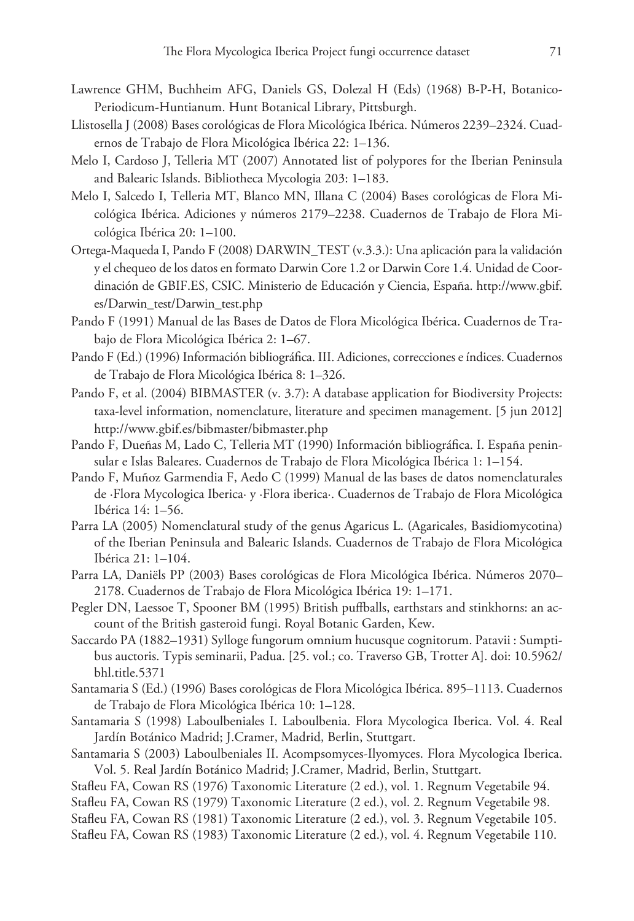Lawrence GHM, Buchheim AFG, Daniels GS, Dolezal H (Eds) (1968) B-P-H, Botanico-Periodicum-Huntianum. Hunt Botanical Library, Pittsburgh.

Llistosella J (2008) Bases corológicas de Flora Micológica Ibérica. Números 2239–2324. Cuadernos de Trabajo de Flora Micológica Ibérica 22: 1–136.

Melo I, Cardoso J, Telleria MT (2007) Annotated list of polypores for the Iberian Peninsula and Balearic Islands. Bibliotheca Mycologia 203: 1–183.

Melo I, Salcedo I, Telleria MT, Blanco MN, Illana C (2004) Bases corológicas de Flora Micológica Ibérica. Adiciones y números 2179–2238. Cuadernos de Trabajo de Flora Micológica Ibérica 20: 1–100.

Ortega-Maqueda I, Pando F (2008) DARWIN_TEST (v.3.3.): Una aplicación para la validación y el chequeo de los datos en formato Darwin Core 1.2 or Darwin Core 1.4. Unidad de Coordinación de GBIF.ES, CSIC. Ministerio de Educación y Ciencia, España. http://www.gbif.es/Darwin_test/Darwin_test.php

Pando F (1991) Manual de las Bases de Datos de Flora Micológica Ibérica. Cuadernos de Trabajo de Flora Micológica Ibérica 2: 1–67.

Pando F (Ed.) (1996) Información bibliográfica. III. Adiciones, correcciones e índices. Cuadernos de Trabajo de Flora Micológica Ibérica 8: 1–326.

Pando F, et al. (2004) BIBMASTER (v. 3.7): A database application for Biodiversity Projects: taxa-level information, nomenclature, literature and specimen management. [5 jun 2012] http://www.gbif.es/bibmaster/bibmaster.php

Pando F, Dueñas M, Lado C, Telleria MT (1990) Información bibliográfica. I. España peninsular e Islas Baleares. Cuadernos de Trabajo de Flora Micológica Ibérica 1: 1–154.

Pando F, Muñoz Garmendia F, Aedo C (1999) Manual de las bases de datos nomenclaturales de ·Flora Mycologica Iberica· y ·Flora iberica·. Cuadernos de Trabajo de Flora Micológica Ibérica 14: 1–56.

Parra LA (2005) Nomenclatural study of the genus Agaricus L. (Agaricales, Basidiomycotina) of the Iberian Peninsula and Balearic Islands. Cuadernos de Trabajo de Flora Micológica Ibérica 21: 1–104.

Parra LA, Daniëls PP (2003) Bases corológicas de Flora Micológica Ibérica. Números 2070–2178. Cuadernos de Trabajo de Flora Micológica Ibérica 19: 1–171.

Pegler DN, Laessoe T, Spooner BM (1995) British puffballs, earthstars and stinkhorns: an account of the British gasteroid fungi. Royal Botanic Garden, Kew.

Saccardo PA (1882–1931) Sylloge fungorum omnium hucusque cognitorum. Patavii : Sumptibus auctoris. Typis seminarii, Padua. [25. vol.; co. Traverso GB, Trotter A]. doi: 10.5962/bhl.title.5371

Santamaria S (Ed.) (1996) Bases corológicas de Flora Micológica Ibérica. 895–1113. Cuadernos de Trabajo de Flora Micológica Ibérica 10: 1–128.

Santamaria S (1998) Laboulbeniales I. Laboulbenia. Flora Mycologica Iberica. Vol. 4. Real Jardín Botánico Madrid; J.Cramer, Madrid, Berlin, Stuttgart.

Santamaria S (2003) Laboulbeniales II. Acompsomyces-Ilyomyces. Flora Mycologica Iberica. Vol. 5. Real Jardín Botánico Madrid; J.Cramer, Madrid, Berlin, Stuttgart.

Stafleu FA, Cowan RS (1976) Taxonomic Literature (2 ed.), vol. 1. Regnum Vegetabile 94.

Stafleu FA, Cowan RS (1979) Taxonomic Literature (2 ed.), vol. 2. Regnum Vegetabile 98.

Stafleu FA, Cowan RS (1981) Taxonomic Literature (2 ed.), vol. 3. Regnum Vegetabile 105.

Stafleu FA, Cowan RS (1983) Taxonomic Literature (2 ed.), vol. 4. Regnum Vegetabile 110.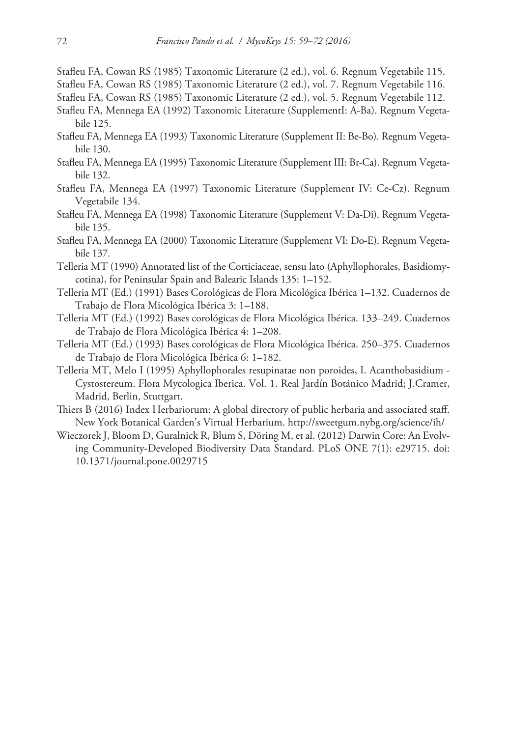Stafleu FA, Cowan RS (1985) Taxonomic Literature (2 ed.), vol. 6. Regnum Vegetabile 115.

Stafleu FA, Cowan RS (1985) Taxonomic Literature (2 ed.), vol. 7. Regnum Vegetabile 116.

Stafleu FA, Cowan RS (1985) Taxonomic Literature (2 ed.), vol. 5. Regnum Vegetabile 112.

Stafleu FA, Mennega EA (1992) Taxonomic Literature (SupplementI: A-Ba). Regnum Vegetabile 125.

Stafleu FA, Mennega EA (1993) Taxonomic Literature (Supplement II: Be-Bo). Regnum Vegetabile 130.

Stafleu FA, Mennega EA (1995) Taxonomic Literature (Supplement III: Br-Ca). Regnum Vegetabile 132.

Stafleu FA, Mennega EA (1997) Taxonomic Literature (Supplement IV: Ce-Cz). Regnum Vegetabile 134.

Stafleu FA, Mennega EA (1998) Taxonomic Literature (Supplement V: Da-Di). Regnum Vegetabile 135.

Stafleu FA, Mennega EA (2000) Taxonomic Literature (Supplement VI: Do-E). Regnum Vegetabile 137.

Telleria MT (1990) Annotated list of the Corticiaceae, sensu lato (Aphyllophorales, Basidiomycotina), for Peninsular Spain and Balearic Islands 135: 1–152.

Telleria MT (Ed.) (1991) Bases Corológicas de Flora Micológica Ibérica 1–132. Cuadernos de Trabajo de Flora Micológica Ibérica 3: 1–188.

Telleria MT (Ed.) (1992) Bases corológicas de Flora Micológica Ibérica. 133–249. Cuadernos de Trabajo de Flora Micológica Ibérica 4: 1–208.

Telleria MT (Ed.) (1993) Bases corológicas de Flora Micológica Ibérica. 250–375. Cuadernos de Trabajo de Flora Micológica Ibérica 6: 1–182.

Telleria MT, Melo I (1995) Aphyllophorales resupinatae non poroides, I. Acanthobasidium - Cystostereum. Flora Mycologica Iberica. Vol. 1. Real Jardín Botánico Madrid; J.Cramer, Madrid, Berlin, Stuttgart.

Thiers B (2016) Index Herbariorum: A global directory of public herbaria and associated staff. New York Botanical Garden's Virtual Herbarium. http://sweetgum.nybg.org/science/ih/

Wieczorek J, Bloom D, Guralnick R, Blum S, Döring M, et al. (2012) Darwin Core: An Evolving Community-Developed Biodiversity Data Standard. PLoS ONE 7(1): e29715. doi: 10.1371/journal.pone.0029715